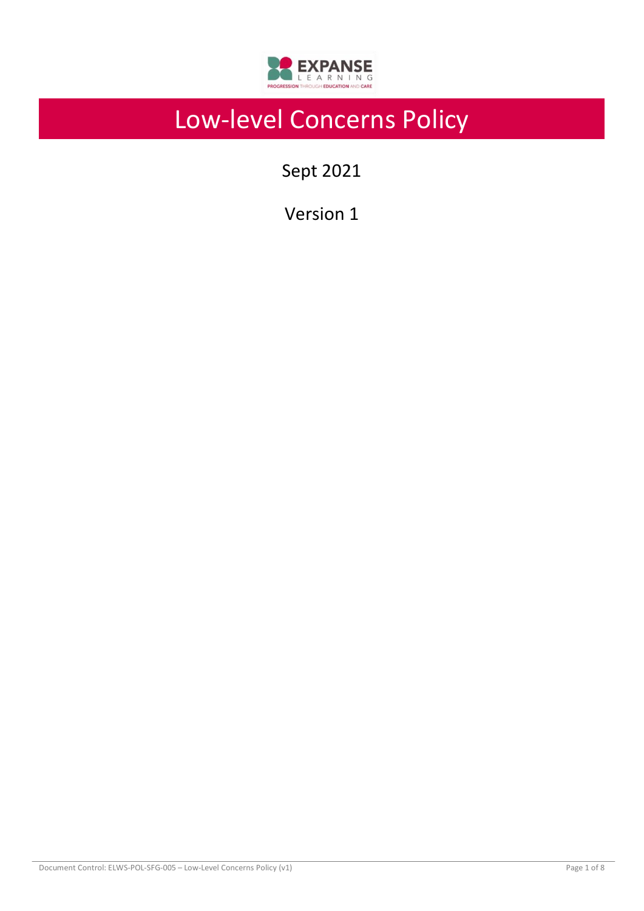# Low-level Concerns Policy

Sept 2021

Version 1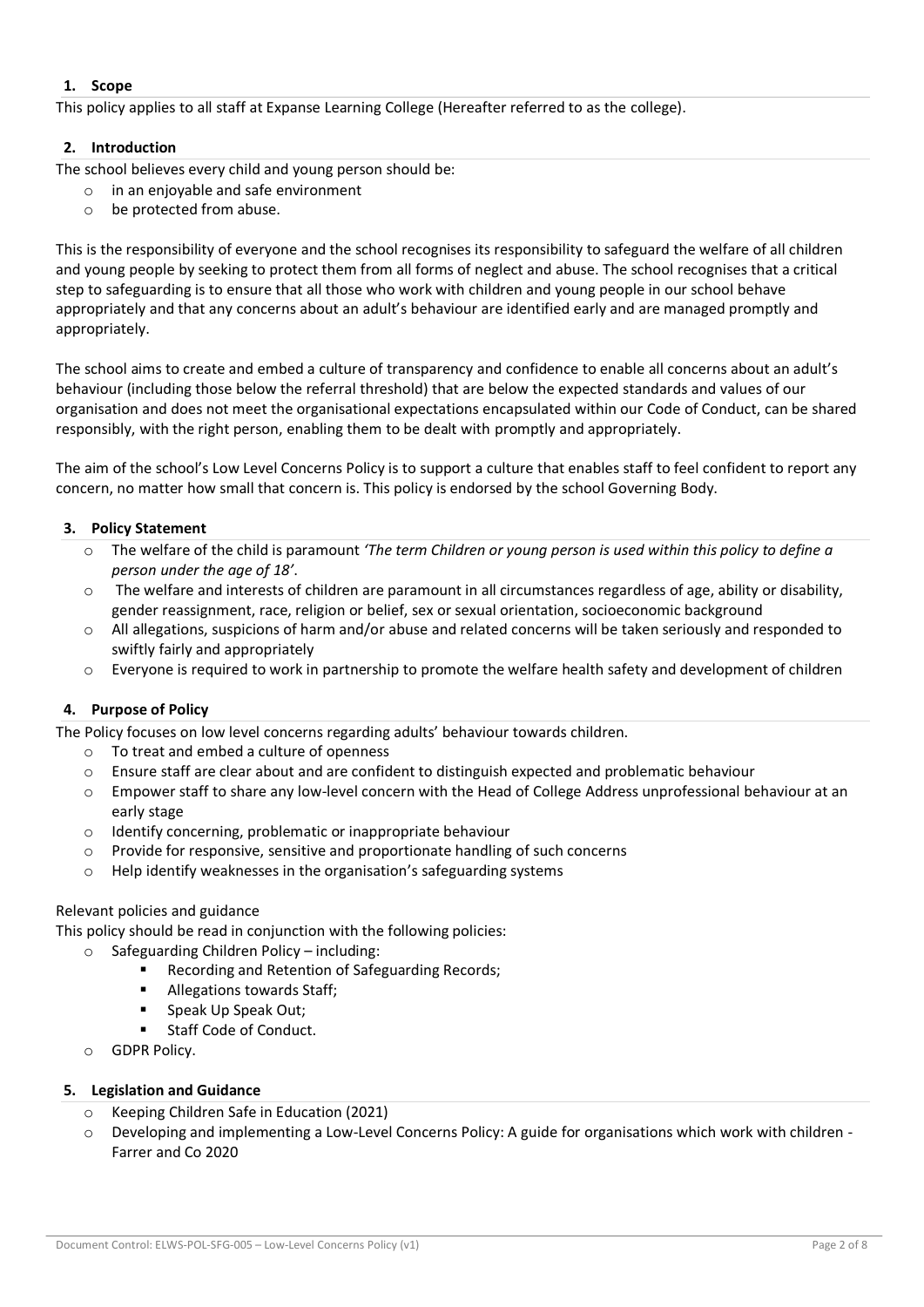## 1. Scope

This policy applies to all staff at Expanse Learning College (Hereafter referred to as the college).

## 2. Introduction

The school believes every child and young person should be:

- in an enjoyable and safe environment
- be protected from abuse.

This is the responsibility of everyone and the school recognises its responsibility to safeguard the welfare of all children and young people by seeking to protect them from all forms of neglect and abuse. The school recognises that a critical step to safeguarding is to ensure that all those who work with children and young people in our school behave appropriately and that any concerns about an adult's behaviour are identified early and are managed promptly and appropriately.

The school aims to create and embed a culture of transparency and confidence to enable all concerns about an adult's behaviour (including those below the referral threshold) that are below the expected standards and values of our organisation and does not meet the organisational expectations encapsulated within our Code of Conduct, can be shared responsibly, with the right person, enabling them to be dealt with promptly and appropriately.

The aim of the school's Low Level Concerns Policy is to support a culture that enables staff to feel confident to report any concern, no matter how small that concern is. This policy is endorsed by the school Governing Body.

## 3. Policy Statement

- The welfare of the child is paramount *'The term Children or young person is used within this policy to define a person under the age of 18'*.
- The welfare and interests of children are paramount in all circumstances regardless of age, ability or disability, gender reassignment, race, religion or belief, sex or sexual orientation, socioeconomic background
- All allegations, suspicions of harm and/or abuse and related concerns will be taken seriously and responded to swiftly fairly and appropriately
- Everyone is required to work in partnership to promote the welfare health safety and development of children

## 4. Purpose of Policy

The Policy focuses on low level concerns regarding adults' behaviour towards children.

- To treat and embed a culture of openness
- Ensure staff are clear about and are confident to distinguish expected and problematic behaviour
- Empower staff to share any low-level concern with the Head of College Address unprofessional behaviour at an early stage
- Identify concerning, problematic or inappropriate behaviour
- Provide for responsive, sensitive and proportionate handling of such concerns
- Help identify weaknesses in the organisation's safeguarding systems

Relevant policies and guidance

This policy should be read in conjunction with the following policies:

- Safeguarding Children Policy – including:
  - Recording and Retention of Safeguarding Records;
  - Allegations towards Staff;
  - Speak Up Speak Out;
  - Staff Code of Conduct.
- GDPR Policy.

## 5. Legislation and Guidance

- Keeping Children Safe in Education (2021)
- Developing and implementing a Low-Level Concerns Policy: A guide for organisations which work with children - Farrer and Co 2020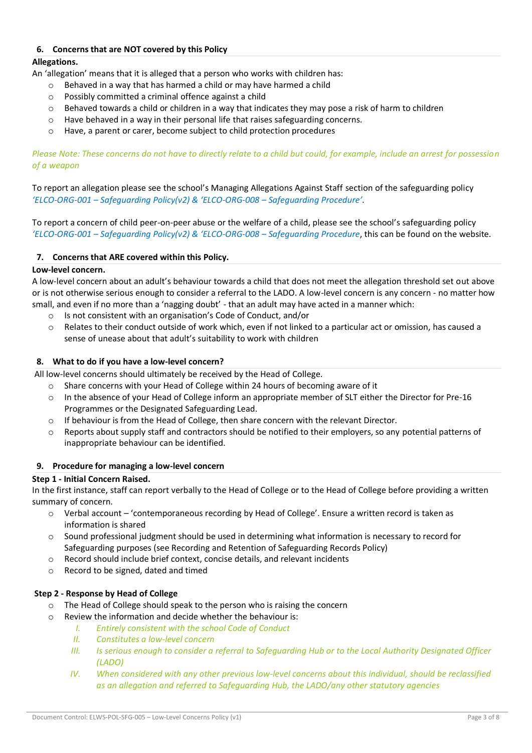## 6. Concerns that are NOT covered by this Policy

**Allegations.**

An 'allegation' means that it is alleged that a person who works with children has:

- Behaved in a way that has harmed a child or may have harmed a child
- Possibly committed a criminal offence against a child
- Behaved towards a child or children in a way that indicates they may pose a risk of harm to children
- Have behaved in a way in their personal life that raises safeguarding concerns.
- Have, a parent or carer, become subject to child protection procedures

*Please Note: These concerns do not have to directly relate to a child but could, for example, include an arrest for possession of a weapon*

To report an allegation please see the school's Managing Allegations Against Staff section of the safeguarding policy *'ELCO-ORG-001 – Safeguarding Policy(v2) & 'ELCO-ORG-008 – Safeguarding Procedure'*.

To report a concern of child peer-on-peer abuse or the welfare of a child, please see the school's safeguarding policy *'ELCO-ORG-001 – Safeguarding Policy(v2) & 'ELCO-ORG-008 – Safeguarding Procedure*, this can be found on the website.

## 7. Concerns that ARE covered within this Policy.

**Low-level concern.**

A low-level concern about an adult's behaviour towards a child that does not meet the allegation threshold set out above or is not otherwise serious enough to consider a referral to the LADO. A low-level concern is any concern - no matter how small, and even if no more than a 'nagging doubt' - that an adult may have acted in a manner which:

- Is not consistent with an organisation's Code of Conduct, and/or
- Relates to their conduct outside of work which, even if not linked to a particular act or omission, has caused a sense of unease about that adult's suitability to work with children

## 8. What to do if you have a low-level concern?

All low-level concerns should ultimately be received by the Head of College.

- Share concerns with your Head of College within 24 hours of becoming aware of it
- In the absence of your Head of College inform an appropriate member of SLT either the Director for Pre-16 Programmes or the Designated Safeguarding Lead.
- If behaviour is from the Head of College, then share concern with the relevant Director.
- Reports about supply staff and contractors should be notified to their employers, so any potential patterns of inappropriate behaviour can be identified.

## 9. Procedure for managing a low-level concern

**Step 1 - Initial Concern Raised.**

In the first instance, staff can report verbally to the Head of College or to the Head of College before providing a written summary of concern.

- Verbal account – 'contemporaneous recording by Head of College'. Ensure a written record is taken as information is shared
- Sound professional judgment should be used in determining what information is necessary to record for Safeguarding purposes (see Recording and Retention of Safeguarding Records Policy)
- Record should include brief context, concise details, and relevant incidents
- Record to be signed, dated and timed

**Step 2 - Response by Head of College**

- The Head of College should speak to the person who is raising the concern
- Review the information and decide whether the behaviour is:
    - I. *Entirely consistent with the school Code of Conduct*
    - II. *Constitutes a low-level concern*
    - III. *Is serious enough to consider a referral to Safeguarding Hub or to the Local Authority Designated Officer (LADO)*
    - IV. *When considered with any other previous low-level concerns about this individual, should be reclassified as an allegation and referred to Safeguarding Hub, the LADO/any other statutory agencies*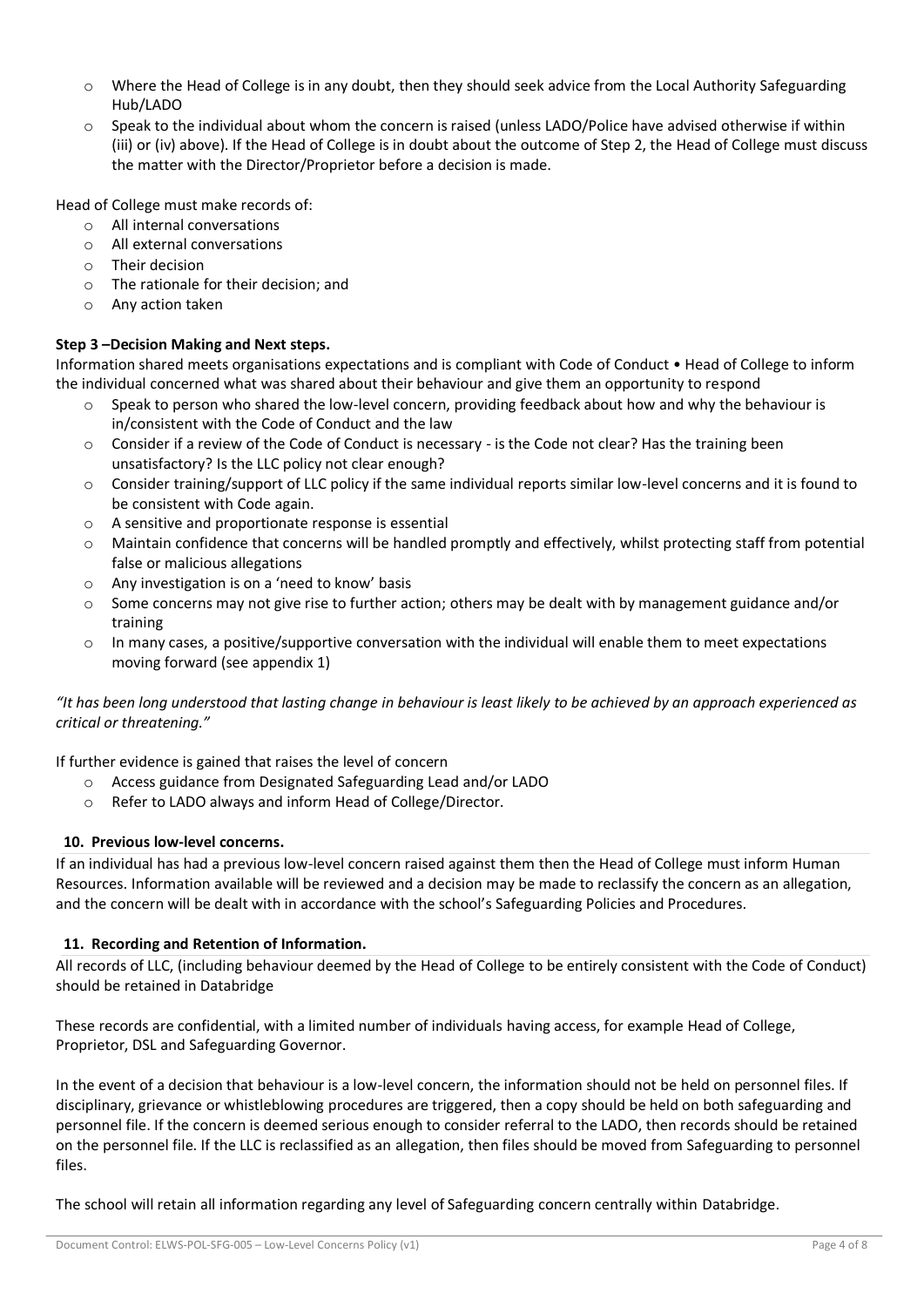- Where the Head of College is in any doubt, then they should seek advice from the Local Authority Safeguarding Hub/LADO
- Speak to the individual about whom the concern is raised (unless LADO/Police have advised otherwise if within (iii) or (iv) above). If the Head of College is in doubt about the outcome of Step 2, the Head of College must discuss the matter with the Director/Proprietor before a decision is made.

Head of College must make records of:

- All internal conversations
- All external conversations
- Their decision
- The rationale for their decision; and
- Any action taken

**Step 3 –Decision Making and Next steps.**

Information shared meets organisations expectations and is compliant with Code of Conduct • Head of College to inform the individual concerned what was shared about their behaviour and give them an opportunity to respond

- Speak to person who shared the low-level concern, providing feedback about how and why the behaviour is in/consistent with the Code of Conduct and the law
- Consider if a review of the Code of Conduct is necessary - is the Code not clear? Has the training been unsatisfactory? Is the LLC policy not clear enough?
- Consider training/support of LLC policy if the same individual reports similar low-level concerns and it is found to be consistent with Code again.
- A sensitive and proportionate response is essential
- Maintain confidence that concerns will be handled promptly and effectively, whilst protecting staff from potential false or malicious allegations
- Any investigation is on a 'need to know' basis
- Some concerns may not give rise to further action; others may be dealt with by management guidance and/or training
- In many cases, a positive/supportive conversation with the individual will enable them to meet expectations moving forward (see appendix 1)

*"It has been long understood that lasting change in behaviour is least likely to be achieved by an approach experienced as critical or threatening."*

If further evidence is gained that raises the level of concern

- Access guidance from Designated Safeguarding Lead and/or LADO
- Refer to LADO always and inform Head of College/Director.

## 10. Previous low-level concerns.

If an individual has had a previous low-level concern raised against them then the Head of College must inform Human Resources. Information available will be reviewed and a decision may be made to reclassify the concern as an allegation, and the concern will be dealt with in accordance with the school's Safeguarding Policies and Procedures.

## 11. Recording and Retention of Information.

All records of LLC, (including behaviour deemed by the Head of College to be entirely consistent with the Code of Conduct) should be retained in Databridge

These records are confidential, with a limited number of individuals having access, for example Head of College, Proprietor, DSL and Safeguarding Governor.

In the event of a decision that behaviour is a low-level concern, the information should not be held on personnel files. If disciplinary, grievance or whistleblowing procedures are triggered, then a copy should be held on both safeguarding and personnel file. If the concern is deemed serious enough to consider referral to the LADO, then records should be retained on the personnel file. If the LLC is reclassified as an allegation, then files should be moved from Safeguarding to personnel files.

The school will retain all information regarding any level of Safeguarding concern centrally within Databridge.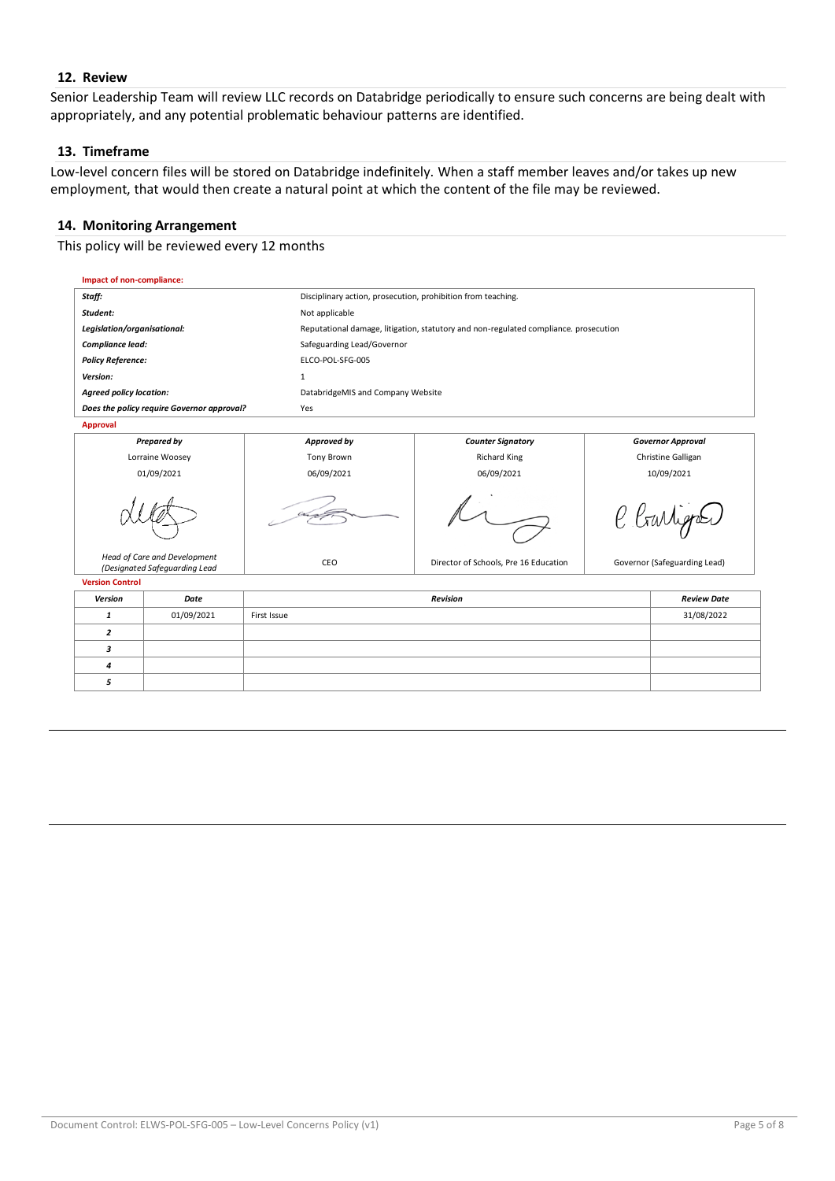## 12. Review

Senior Leadership Team will review LLC records on Databridge periodically to ensure such concerns are being dealt with appropriately, and any potential problematic behaviour patterns are identified.

## 13. Timeframe

Low-level concern files will be stored on Databridge indefinitely. When a staff member leaves and/or takes up new employment, that would then create a natural point at which the content of the file may be reviewed.

## 14. Monitoring Arrangement

This policy will be reviewed every 12 months

**Impact of non-compliance:**

| | |
|---|---|
| ***Staff:*** | Disciplinary action, prosecution, prohibition from teaching. |
| ***Student:*** | Not applicable |
| ***Legislation/organisational:*** | Reputational damage, litigation, statutory and non-regulated compliance. prosecution |
| ***Compliance lead:*** | Safeguarding Lead/Governor |
| ***Policy Reference:*** | ELCO-POL-SFG-005 |
| ***Version:*** | 1 |
| ***Agreed policy location:*** | DatabridgeMIS and Company Website |
| ***Does the policy require Governor approval?*** | Yes |

**Approval**

| ***Prepared by*** | ***Approved by*** | ***Counter Signatory*** | ***Governor Approval*** |
|---|---|---|---|
| Lorraine Woosey | Tony Brown | Richard King | Christine Galligan |
| 01/09/2021 | 06/09/2021 | 06/09/2021 | 10/09/2021 |
| *Head of Care and Development (Designated Safeguarding Lead* | CEO | Director of Schools, Pre 16 Education | Governor (Safeguarding Lead) |

**Version Control**

| ***Version*** | ***Date*** | ***Revision*** | ***Review Date*** |
|---|---|---|---|
| ***1*** | 01/09/2021 | First Issue | 31/08/2022 |
| ***2*** | | | |
| ***3*** | | | |
| ***4*** | | | |
| ***5*** | | | |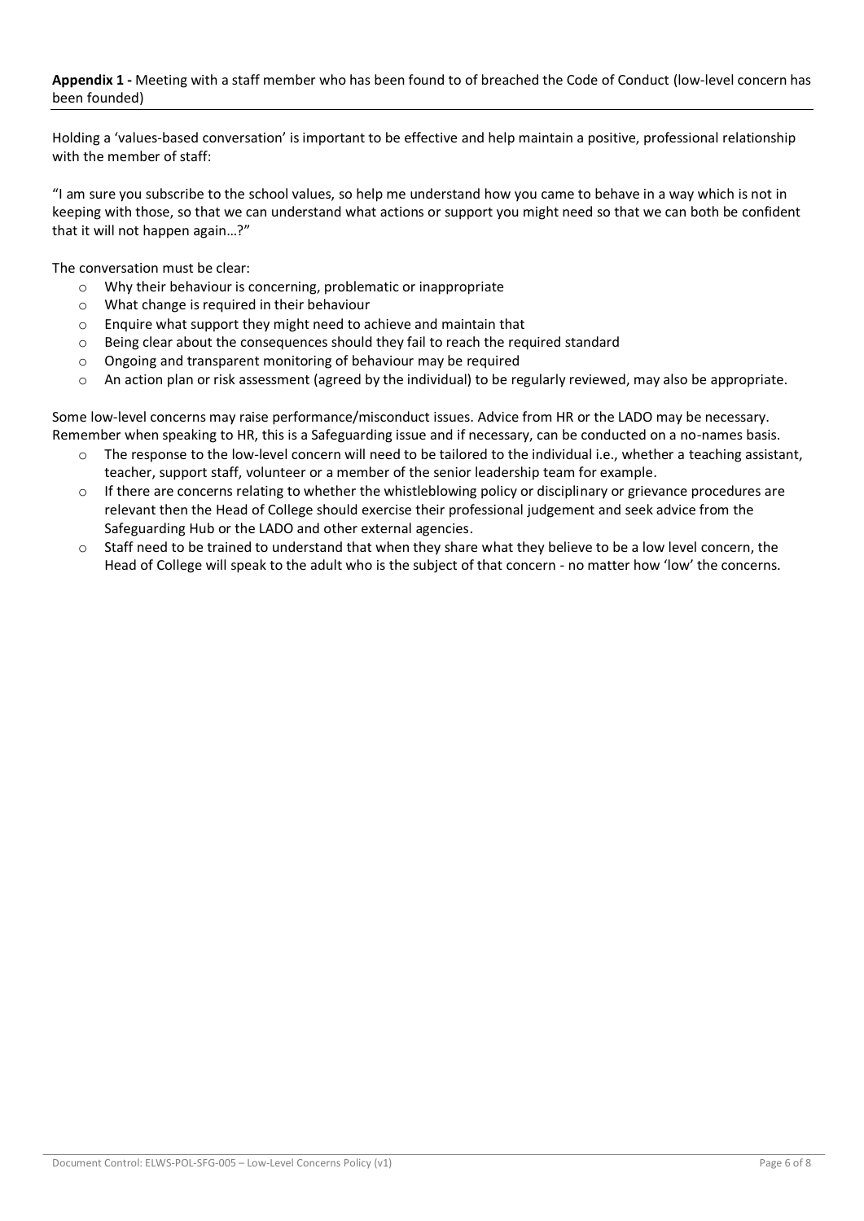**Appendix 1 -** Meeting with a staff member who has been found to of breached the Code of Conduct (low-level concern has been founded)

Holding a 'values-based conversation' is important to be effective and help maintain a positive, professional relationship with the member of staff:

"I am sure you subscribe to the school values, so help me understand how you came to behave in a way which is not in keeping with those, so that we can understand what actions or support you might need so that we can both be confident that it will not happen again…?"

The conversation must be clear:

- Why their behaviour is concerning, problematic or inappropriate
- What change is required in their behaviour
- Enquire what support they might need to achieve and maintain that
- Being clear about the consequences should they fail to reach the required standard
- Ongoing and transparent monitoring of behaviour may be required
- An action plan or risk assessment (agreed by the individual) to be regularly reviewed, may also be appropriate.

Some low-level concerns may raise performance/misconduct issues. Advice from HR or the LADO may be necessary. Remember when speaking to HR, this is a Safeguarding issue and if necessary, can be conducted on a no-names basis.

- The response to the low-level concern will need to be tailored to the individual i.e., whether a teaching assistant, teacher, support staff, volunteer or a member of the senior leadership team for example.
- If there are concerns relating to whether the whistleblowing policy or disciplinary or grievance procedures are relevant then the Head of College should exercise their professional judgement and seek advice from the Safeguarding Hub or the LADO and other external agencies.
- Staff need to be trained to understand that when they share what they believe to be a low level concern, the Head of College will speak to the adult who is the subject of that concern - no matter how 'low' the concerns.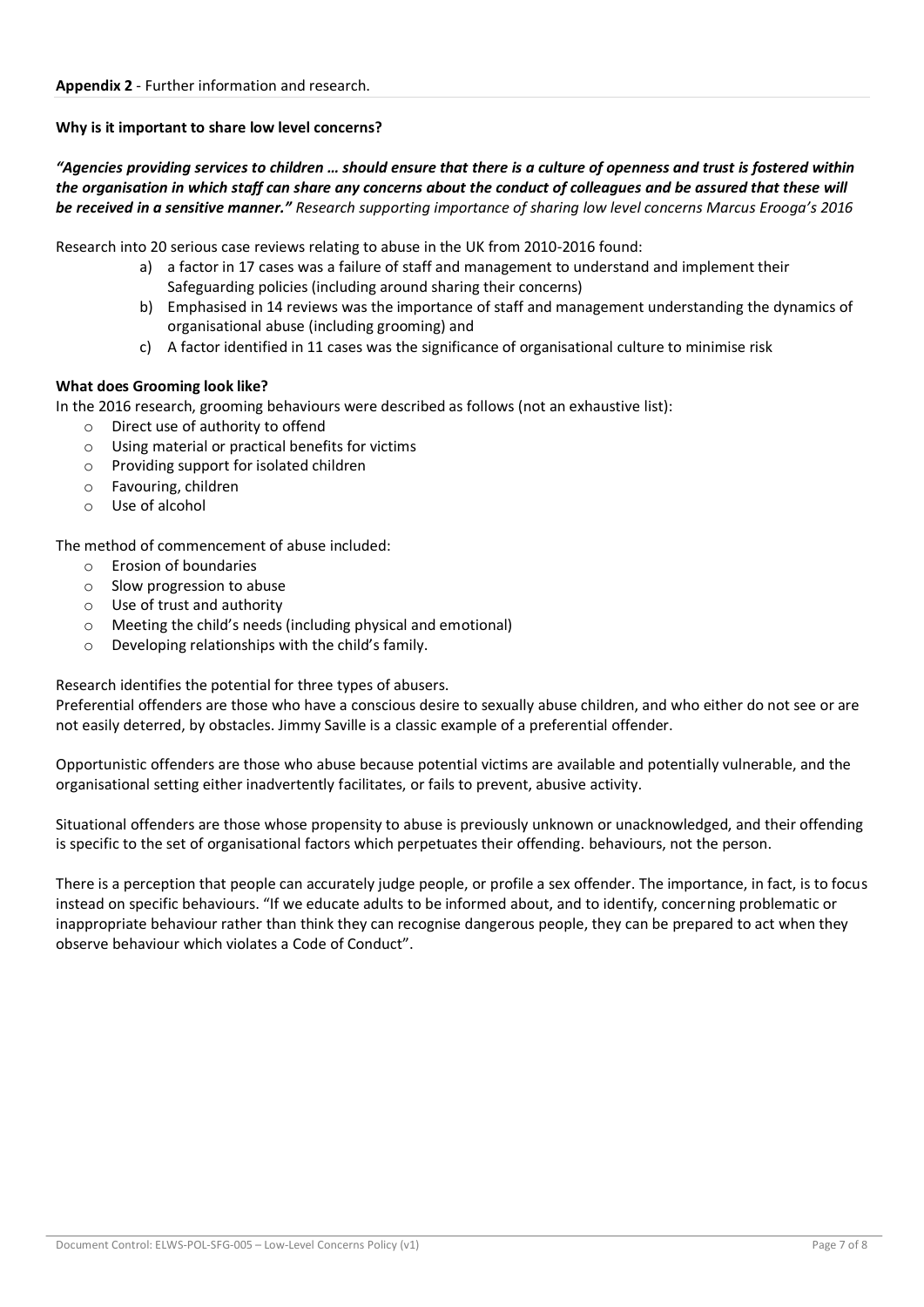**Appendix 2** - Further information and research.

**Why is it important to share low level concerns?**

***"Agencies providing services to children … should ensure that there is a culture of openness and trust is fostered within the organisation in which staff can share any concerns about the conduct of colleagues and be assured that these will be received in a sensitive manner."*** *Research supporting importance of sharing low level concerns Marcus Erooga's 2016*

Research into 20 serious case reviews relating to abuse in the UK from 2010-2016 found:

a) a factor in 17 cases was a failure of staff and management to understand and implement their Safeguarding policies (including around sharing their concerns)
b) Emphasised in 14 reviews was the importance of staff and management understanding the dynamics of organisational abuse (including grooming) and
c) A factor identified in 11 cases was the significance of organisational culture to minimise risk

**What does Grooming look like?**

In the 2016 research, grooming behaviours were described as follows (not an exhaustive list):

- Direct use of authority to offend
- Using material or practical benefits for victims
- Providing support for isolated children
- Favouring, children
- Use of alcohol

The method of commencement of abuse included:

- Erosion of boundaries
- Slow progression to abuse
- Use of trust and authority
- Meeting the child's needs (including physical and emotional)
- Developing relationships with the child's family.

Research identifies the potential for three types of abusers.

Preferential offenders are those who have a conscious desire to sexually abuse children, and who either do not see or are not easily deterred, by obstacles. Jimmy Saville is a classic example of a preferential offender.

Opportunistic offenders are those who abuse because potential victims are available and potentially vulnerable, and the organisational setting either inadvertently facilitates, or fails to prevent, abusive activity.

Situational offenders are those whose propensity to abuse is previously unknown or unacknowledged, and their offending is specific to the set of organisational factors which perpetuates their offending. behaviours, not the person.

There is a perception that people can accurately judge people, or profile a sex offender. The importance, in fact, is to focus instead on specific behaviours. "If we educate adults to be informed about, and to identify, concerning problematic or inappropriate behaviour rather than think they can recognise dangerous people, they can be prepared to act when they observe behaviour which violates a Code of Conduct".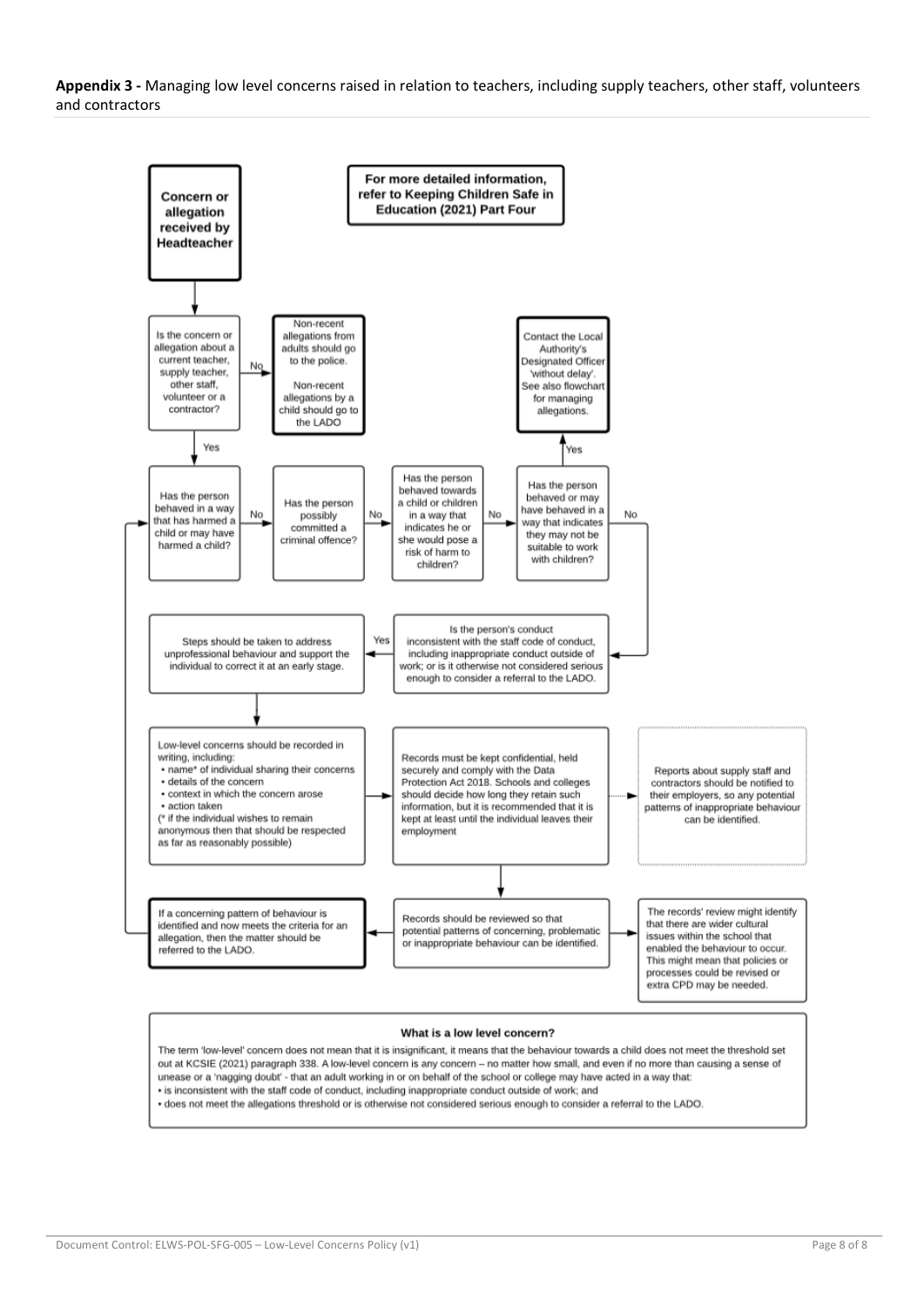**Appendix 3 -** Managing low level concerns raised in relation to teachers, including supply teachers, other staff, volunteers and contractors

**Concern or allegation received by Headteacher**

**For more detailed information, refer to Keeping Children Safe in Education (2021) Part Four**

Is the concern or allegation about a current teacher, supply teacher, other staff, volunteer or a contractor?

No

Non-recent allegations from adults should go to the police.

Non-recent allegations by a child should go to the LADO

Yes

Has the person behaved in a way that has harmed a child or may have harmed a child?

No

Has the person possibly committed a criminal offence?

No

Has the person behaved towards a child or children in a way that indicates he or she would pose a risk of harm to children?

No

Has the person behaved or may have behaved in a way that indicates they may not be suitable to work with children?

Yes

Contact the Local Authority's Designated Officer 'without delay'. See also flowchart for managing allegations.

No

Is the person's conduct inconsistent with the staff code of conduct, including inappropriate conduct outside of work; or is it otherwise not considered serious enough to consider a referral to the LADO.

Yes

Steps should be taken to address unprofessional behaviour and support the individual to correct it at an early stage.

Low-level concerns should be recorded in writing, including:
• name* of individual sharing their concerns
• details of the concern
• context in which the concern arose
• action taken
(* if the individual wishes to remain anonymous then that should be respected as far as reasonably possible)

Records must be kept confidential, held securely and comply with the Data Protection Act 2018. Schools and colleges should decide how long they retain such information, but it is recommended that it is kept at least until the individual leaves their employment

Reports about supply staff and contractors should be notified to their employers, so any potential patterns of inappropriate behaviour can be identified.

Records should be reviewed so that potential patterns of concerning, problematic or inappropriate behaviour can be identified.

If a concerning pattern of behaviour is identified and now meets the criteria for an allegation, then the matter should be referred to the LADO.

The records' review might identify that there are wider cultural issues within the school that enabled the behaviour to occur. This might mean that policies or processes could be revised or extra CPD may be needed.

**What is a low level concern?**

The term 'low-level' concern does not mean that it is insignificant, it means that the behaviour towards a child does not meet the threshold set out at KCSIE (2021) paragraph 338. A low-level concern is any concern – no matter how small, and even if no more than causing a sense of unease or a 'nagging doubt' - that an adult working in or on behalf of the school or college may have acted in a way that:
• is inconsistent with the staff code of conduct, including inappropriate conduct outside of work; and
• does not meet the allegations threshold or is otherwise not considered serious enough to consider a referral to the LADO.

Document Control: ELWS-POL-SFG-005 – Low-Level Concerns Policy (v1)